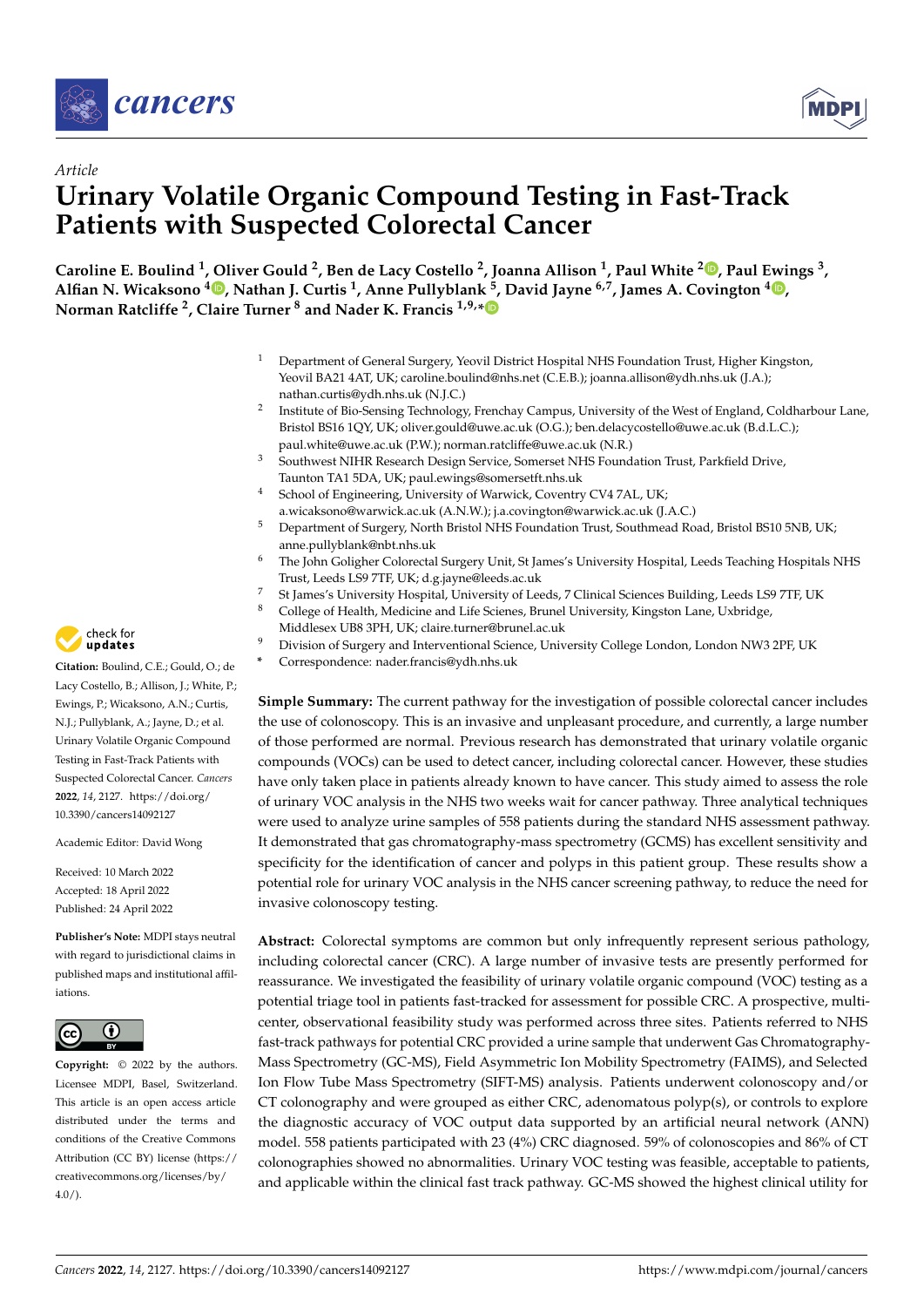*Article*

# Urinary Volatile Organic Compound Testing in Fast-Track Patients with Suspected Colorectal Cancer

**Caroline E. Boulind [1], Oliver Gould [2], Ben de Lacy Costello [2], Joanna Allison [1], Paul White [2], Paul Ewings [3], Alfian N. Wicaksono [4], Nathan J. Curtis [1], Anne Pullyblank [5], David Jayne [6,7], James A. Covington [4], Norman Ratcliffe [2], Claire Turner [8] and Nader K. Francis [1,9,*]**

[1] Department of General Surgery, Yeovil District Hospital NHS Foundation Trust, Higher Kingston, Yeovil BA21 4AT, UK; caroline.boulind@nhs.net (C.E.B.); joanna.allison@ydh.nhs.uk (J.A.); nathan.curtis@ydh.nhs.uk (N.J.C.)

[2] Institute of Bio-Sensing Technology, Frenchay Campus, University of the West of England, Coldharbour Lane, Bristol BS16 1QY, UK; oliver.gould@uwe.ac.uk (O.G.); ben.delacycostello@uwe.ac.uk (B.d.L.C.); paul.white@uwe.ac.uk (P.W.); norman.ratcliffe@uwe.ac.uk (N.R.)

[3] Southwest NIHR Research Design Service, Somerset NHS Foundation Trust, Parkfield Drive, Taunton TA1 5DA, UK; paul.ewings@somersetft.nhs.uk

[4] School of Engineering, University of Warwick, Coventry CV4 7AL, UK; a.wicaksono@warwick.ac.uk (A.N.W.); j.a.covington@warwick.ac.uk (J.A.C.)

[5] Department of Surgery, North Bristol NHS Foundation Trust, Southmead Road, Bristol BS10 5NB, UK; anne.pullyblank@nbt.nhs.uk

[6] The John Goligher Colorectal Surgery Unit, St James's University Hospital, Leeds Teaching Hospitals NHS Trust, Leeds LS9 7TF, UK; d.g.jayne@leeds.ac.uk

[7] St James's University Hospital, University of Leeds, 7 Clinical Sciences Building, Leeds LS9 7TF, UK

[8] College of Health, Medicine and Life Scienes, Brunel University, Kingston Lane, Uxbridge, Middlesex UB8 3PH, UK; claire.turner@brunel.ac.uk

[9] Division of Surgery and Interventional Science, University College London, London NW3 2PF, UK

* Correspondence: nader.francis@ydh.nhs.uk

**Citation:** Boulind, C.E.; Gould, O.; de Lacy Costello, B.; Allison, J.; White, P.; Ewings, P.; Wicaksono, A.N.; Curtis, N.J.; Pullyblank, A.; Jayne, D.; et al. Urinary Volatile Organic Compound Testing in Fast-Track Patients with Suspected Colorectal Cancer. *Cancers* **2022**, *14*, 2127. https://doi.org/10.3390/cancers14092127

Academic Editor: David Wong

Received: 10 March 2022
Accepted: 18 April 2022
Published: 24 April 2022

**Publisher's Note:** MDPI stays neutral with regard to jurisdictional claims in published maps and institutional affiliations.

**Copyright:** © 2022 by the authors. Licensee MDPI, Basel, Switzerland. This article is an open access article distributed under the terms and conditions of the Creative Commons Attribution (CC BY) license (https://creativecommons.org/licenses/by/4.0/).

**Simple Summary:** The current pathway for the investigation of possible colorectal cancer includes the use of colonoscopy. This is an invasive and unpleasant procedure, and currently, a large number of those performed are normal. Previous research has demonstrated that urinary volatile organic compounds (VOCs) can be used to detect cancer, including colorectal cancer. However, these studies have only taken place in patients already known to have cancer. This study aimed to assess the role of urinary VOC analysis in the NHS two weeks wait for cancer pathway. Three analytical techniques were used to analyze urine samples of 558 patients during the standard NHS assessment pathway. It demonstrated that gas chromatography-mass spectrometry (GCMS) has excellent sensitivity and specificity for the identification of cancer and polyps in this patient group. These results show a potential role for urinary VOC analysis in the NHS cancer screening pathway, to reduce the need for invasive colonoscopy testing.

**Abstract:** Colorectal symptoms are common but only infrequently represent serious pathology, including colorectal cancer (CRC). A large number of invasive tests are presently performed for reassurance. We investigated the feasibility of urinary volatile organic compound (VOC) testing as a potential triage tool in patients fast-tracked for assessment for possible CRC. A prospective, multi-center, observational feasibility study was performed across three sites. Patients referred to NHS fast-track pathways for potential CRC provided a urine sample that underwent Gas Chromatography-Mass Spectrometry (GC-MS), Field Asymmetric Ion Mobility Spectrometry (FAIMS), and Selected Ion Flow Tube Mass Spectrometry (SIFT-MS) analysis. Patients underwent colonoscopy and/or CT colonography and were grouped as either CRC, adenomatous polyp(s), or controls to explore the diagnostic accuracy of VOC output data supported by an artificial neural network (ANN) model. 558 patients participated with 23 (4%) CRC diagnosed. 59% of colonoscopies and 86% of CT colonographies showed no abnormalities. Urinary VOC testing was feasible, acceptable to patients, and applicable within the clinical fast track pathway. GC-MS showed the highest clinical utility for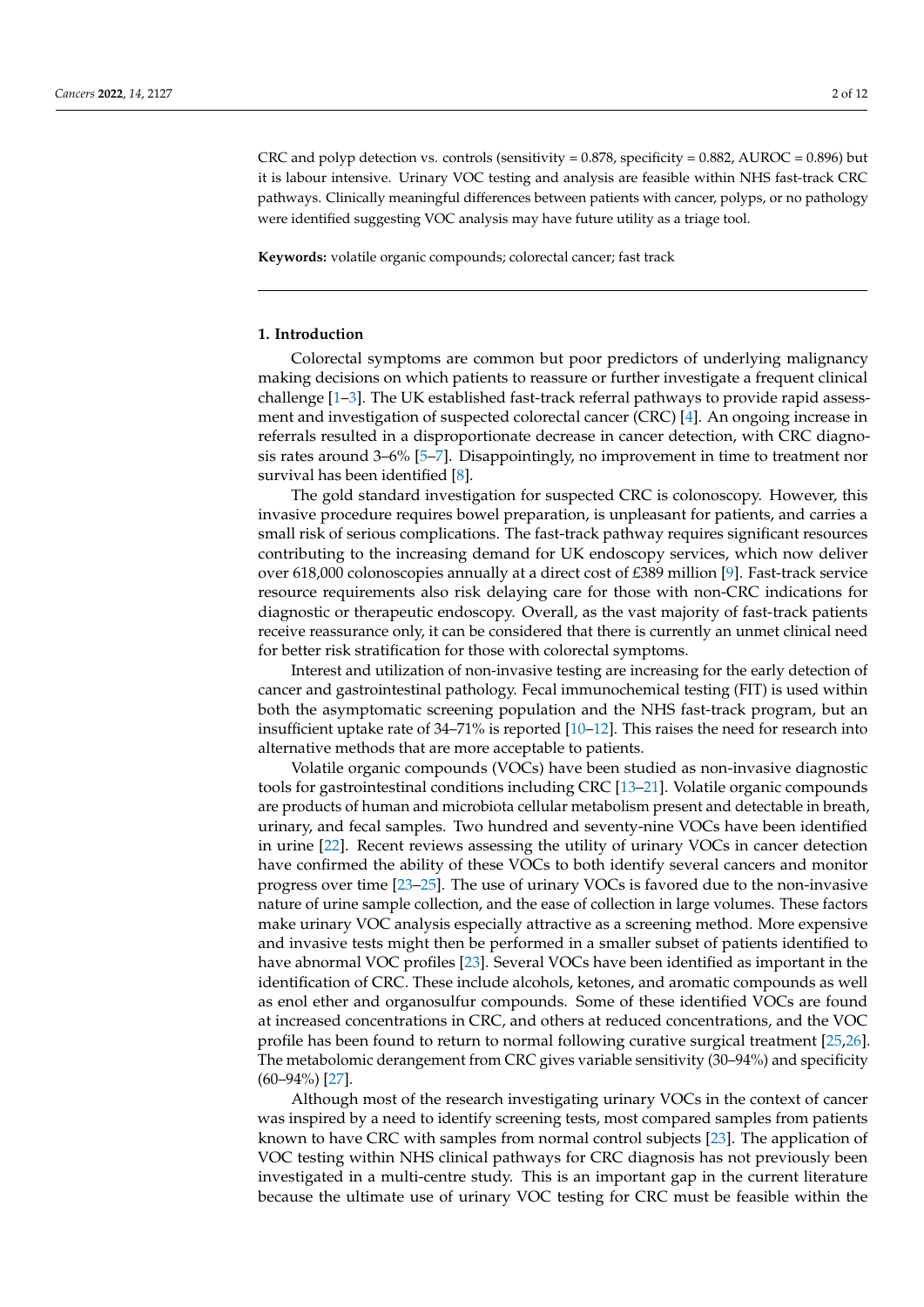CRC and polyp detection vs. controls (sensitivity = 0.878, specificity = 0.882, AUROC = 0.896) but it is labour intensive. Urinary VOC testing and analysis are feasible within NHS fast-track CRC pathways. Clinically meaningful differences between patients with cancer, polyps, or no pathology were identified suggesting VOC analysis may have future utility as a triage tool.

**Keywords:** volatile organic compounds; colorectal cancer; fast track

## 1. Introduction

Colorectal symptoms are common but poor predictors of underlying malignancy making decisions on which patients to reassure or further investigate a frequent clinical challenge [1–3]. The UK established fast-track referral pathways to provide rapid assessment and investigation of suspected colorectal cancer (CRC) [4]. An ongoing increase in referrals resulted in a disproportionate decrease in cancer detection, with CRC diagnosis rates around 3–6% [5–7]. Disappointingly, no improvement in time to treatment nor survival has been identified [8].

The gold standard investigation for suspected CRC is colonoscopy. However, this invasive procedure requires bowel preparation, is unpleasant for patients, and carries a small risk of serious complications. The fast-track pathway requires significant resources contributing to the increasing demand for UK endoscopy services, which now deliver over 618,000 colonoscopies annually at a direct cost of £389 million [9]. Fast-track service resource requirements also risk delaying care for those with non-CRC indications for diagnostic or therapeutic endoscopy. Overall, as the vast majority of fast-track patients receive reassurance only, it can be considered that there is currently an unmet clinical need for better risk stratification for those with colorectal symptoms.

Interest and utilization of non-invasive testing are increasing for the early detection of cancer and gastrointestinal pathology. Fecal immunochemical testing (FIT) is used within both the asymptomatic screening population and the NHS fast-track program, but an insufficient uptake rate of 34–71% is reported [10–12]. This raises the need for research into alternative methods that are more acceptable to patients.

Volatile organic compounds (VOCs) have been studied as non-invasive diagnostic tools for gastrointestinal conditions including CRC [13–21]. Volatile organic compounds are products of human and microbiota cellular metabolism present and detectable in breath, urinary, and fecal samples. Two hundred and seventy-nine VOCs have been identified in urine [22]. Recent reviews assessing the utility of urinary VOCs in cancer detection have confirmed the ability of these VOCs to both identify several cancers and monitor progress over time [23–25]. The use of urinary VOCs is favored due to the non-invasive nature of urine sample collection, and the ease of collection in large volumes. These factors make urinary VOC analysis especially attractive as a screening method. More expensive and invasive tests might then be performed in a smaller subset of patients identified to have abnormal VOC profiles [23]. Several VOCs have been identified as important in the identification of CRC. These include alcohols, ketones, and aromatic compounds as well as enol ether and organosulfur compounds. Some of these identified VOCs are found at increased concentrations in CRC, and others at reduced concentrations, and the VOC profile has been found to return to normal following curative surgical treatment [25,26]. The metabolomic derangement from CRC gives variable sensitivity (30–94%) and specificity (60–94%) [27].

Although most of the research investigating urinary VOCs in the context of cancer was inspired by a need to identify screening tests, most compared samples from patients known to have CRC with samples from normal control subjects [23]. The application of VOC testing within NHS clinical pathways for CRC diagnosis has not previously been investigated in a multi-centre study. This is an important gap in the current literature because the ultimate use of urinary VOC testing for CRC must be feasible within the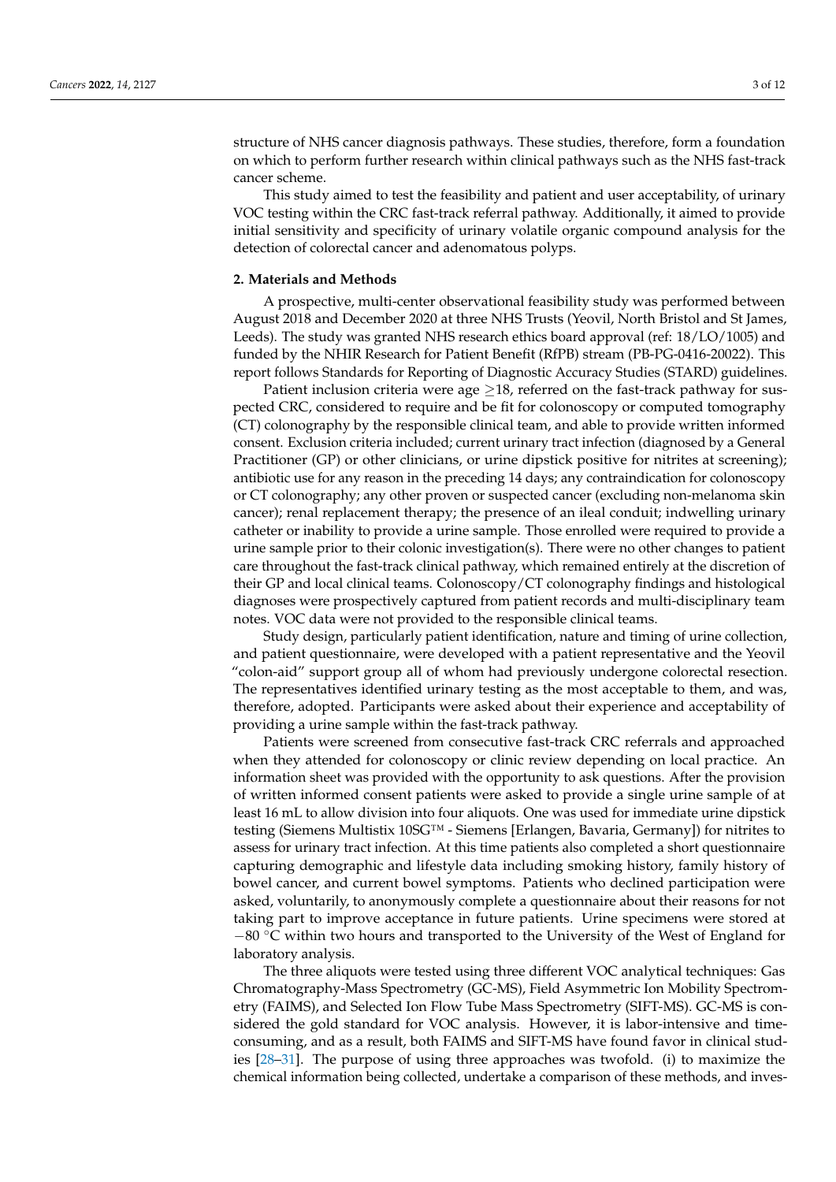structure of NHS cancer diagnosis pathways. These studies, therefore, form a foundation on which to perform further research within clinical pathways such as the NHS fast-track cancer scheme.

This study aimed to test the feasibility and patient and user acceptability, of urinary VOC testing within the CRC fast-track referral pathway. Additionally, it aimed to provide initial sensitivity and specificity of urinary volatile organic compound analysis for the detection of colorectal cancer and adenomatous polyps.

## 2. Materials and Methods

A prospective, multi-center observational feasibility study was performed between August 2018 and December 2020 at three NHS Trusts (Yeovil, North Bristol and St James, Leeds). The study was granted NHS research ethics board approval (ref: 18/LO/1005) and funded by the NHIR Research for Patient Benefit (RfPB) stream (PB-PG-0416-20022). This report follows Standards for Reporting of Diagnostic Accuracy Studies (STARD) guidelines.

Patient inclusion criteria were age $\geq$18, referred on the fast-track pathway for suspected CRC, considered to require and be fit for colonoscopy or computed tomography (CT) colonography by the responsible clinical team, and able to provide written informed consent. Exclusion criteria included; current urinary tract infection (diagnosed by a General Practitioner (GP) or other clinicians, or urine dipstick positive for nitrites at screening); antibiotic use for any reason in the preceding 14 days; any contraindication for colonoscopy or CT colonography; any other proven or suspected cancer (excluding non-melanoma skin cancer); renal replacement therapy; the presence of an ileal conduit; indwelling urinary catheter or inability to provide a urine sample. Those enrolled were required to provide a urine sample prior to their colonic investigation(s). There were no other changes to patient care throughout the fast-track clinical pathway, which remained entirely at the discretion of their GP and local clinical teams. Colonoscopy/CT colonography findings and histological diagnoses were prospectively captured from patient records and multi-disciplinary team notes. VOC data were not provided to the responsible clinical teams.

Study design, particularly patient identification, nature and timing of urine collection, and patient questionnaire, were developed with a patient representative and the Yeovil "colon-aid" support group all of whom had previously undergone colorectal resection. The representatives identified urinary testing as the most acceptable to them, and was, therefore, adopted. Participants were asked about their experience and acceptability of providing a urine sample within the fast-track pathway.

Patients were screened from consecutive fast-track CRC referrals and approached when they attended for colonoscopy or clinic review depending on local practice. An information sheet was provided with the opportunity to ask questions. After the provision of written informed consent patients were asked to provide a single urine sample of at least 16 mL to allow division into four aliquots. One was used for immediate urine dipstick testing (Siemens Multistix 10SG™ - Siemens [Erlangen, Bavaria, Germany]) for nitrites to assess for urinary tract infection. At this time patients also completed a short questionnaire capturing demographic and lifestyle data including smoking history, family history of bowel cancer, and current bowel symptoms. Patients who declined participation were asked, voluntarily, to anonymously complete a questionnaire about their reasons for not taking part to improve acceptance in future patients. Urine specimens were stored at −80 °C within two hours and transported to the University of the West of England for laboratory analysis.

The three aliquots were tested using three different VOC analytical techniques: Gas Chromatography-Mass Spectrometry (GC-MS), Field Asymmetric Ion Mobility Spectrometry (FAIMS), and Selected Ion Flow Tube Mass Spectrometry (SIFT-MS). GC-MS is considered the gold standard for VOC analysis. However, it is labor-intensive and time-consuming, and as a result, both FAIMS and SIFT-MS have found favor in clinical studies [28–31]. The purpose of using three approaches was twofold. (i) to maximize the chemical information being collected, undertake a comparison of these methods, and inves-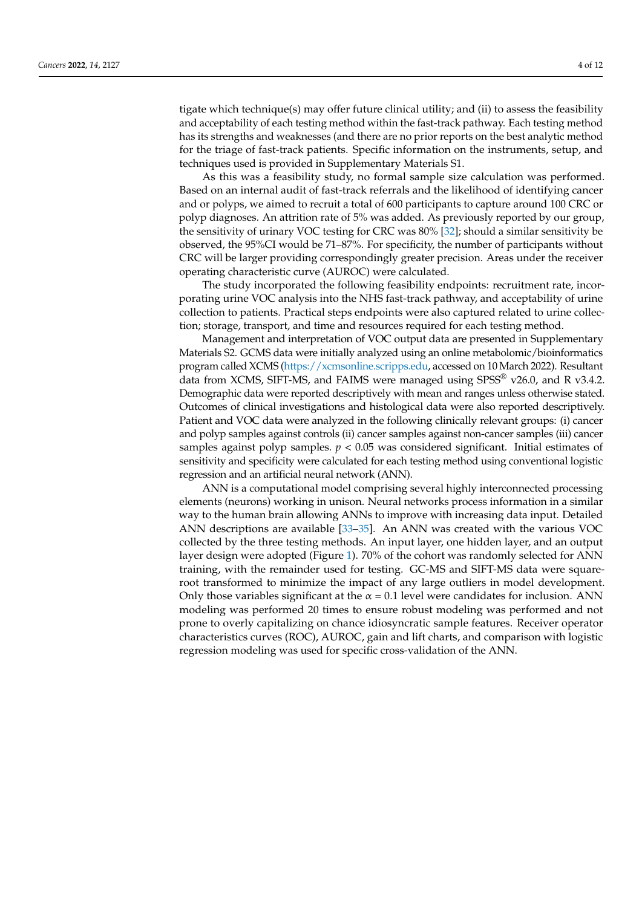tigate which technique(s) may offer future clinical utility; and (ii) to assess the feasibility and acceptability of each testing method within the fast-track pathway. Each testing method has its strengths and weaknesses (and there are no prior reports on the best analytic method for the triage of fast-track patients. Specific information on the instruments, setup, and techniques used is provided in Supplementary Materials S1.

As this was a feasibility study, no formal sample size calculation was performed. Based on an internal audit of fast-track referrals and the likelihood of identifying cancer and or polyps, we aimed to recruit a total of 600 participants to capture around 100 CRC or polyp diagnoses. An attrition rate of 5% was added. As previously reported by our group, the sensitivity of urinary VOC testing for CRC was 80% [32]; should a similar sensitivity be observed, the 95%CI would be 71–87%. For specificity, the number of participants without CRC will be larger providing correspondingly greater precision. Areas under the receiver operating characteristic curve (AUROC) were calculated.

The study incorporated the following feasibility endpoints: recruitment rate, incorporating urine VOC analysis into the NHS fast-track pathway, and acceptability of urine collection to patients. Practical steps endpoints were also captured related to urine collection; storage, transport, and time and resources required for each testing method.

Management and interpretation of VOC output data are presented in Supplementary Materials S2. GCMS data were initially analyzed using an online metabolomic/bioinformatics program called XCMS (https://xcmsonline.scripps.edu, accessed on 10 March 2022). Resultant data from XCMS, SIFT-MS, and FAIMS were managed using SPSS® v26.0, and R v3.4.2. Demographic data were reported descriptively with mean and ranges unless otherwise stated. Outcomes of clinical investigations and histological data were also reported descriptively. Patient and VOC data were analyzed in the following clinically relevant groups: (i) cancer and polyp samples against controls (ii) cancer samples against non-cancer samples (iii) cancer samples against polyp samples. $p < 0.05$ was considered significant. Initial estimates of sensitivity and specificity were calculated for each testing method using conventional logistic regression and an artificial neural network (ANN).

ANN is a computational model comprising several highly interconnected processing elements (neurons) working in unison. Neural networks process information in a similar way to the human brain allowing ANNs to improve with increasing data input. Detailed ANN descriptions are available [33–35]. An ANN was created with the various VOC collected by the three testing methods. An input layer, one hidden layer, and an output layer design were adopted (Figure 1). 70% of the cohort was randomly selected for ANN training, with the remainder used for testing. GC-MS and SIFT-MS data were square-root transformed to minimize the impact of any large outliers in model development. Only those variables significant at the $\alpha = 0.1$ level were candidates for inclusion. ANN modeling was performed 20 times to ensure robust modeling was performed and not prone to overly capitalizing on chance idiosyncratic sample features. Receiver operator characteristics curves (ROC), AUROC, gain and lift charts, and comparison with logistic regression modeling was used for specific cross-validation of the ANN.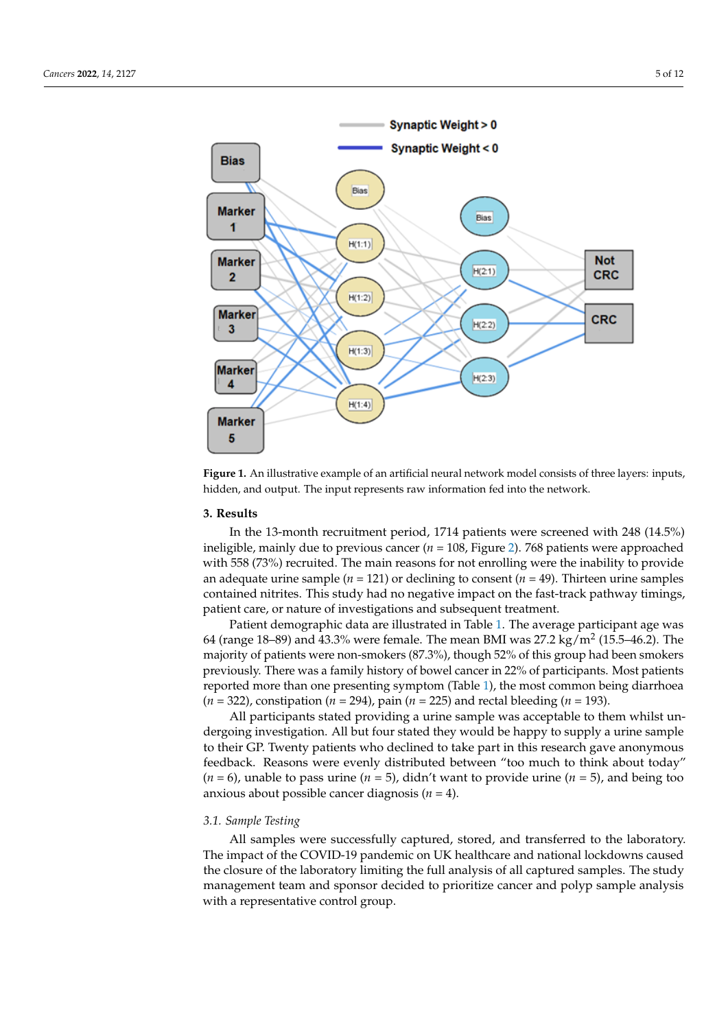Figure 1. An illustrative example of an artificial neural network model consists of three layers: inputs, hidden, and output. The input represents raw information fed into the network.

## 3. Results

In the 13-month recruitment period, 1714 patients were screened with 248 (14.5%) ineligible, mainly due to previous cancer ($n$ = 108, Figure 2). 768 patients were approached with 558 (73%) recruited. The main reasons for not enrolling were the inability to provide an adequate urine sample ($n$ = 121) or declining to consent ($n$ = 49). Thirteen urine samples contained nitrites. This study had no negative impact on the fast-track pathway timings, patient care, or nature of investigations and subsequent treatment.

Patient demographic data are illustrated in Table 1. The average participant age was 64 (range 18–89) and 43.3% were female. The mean BMI was 27.2 kg/m$^2$ (15.5–46.2). The majority of patients were non-smokers (87.3%), though 52% of this group had been smokers previously. There was a family history of bowel cancer in 22% of participants. Most patients reported more than one presenting symptom (Table 1), the most common being diarrhoea ($n$ = 322), constipation ($n$ = 294), pain ($n$ = 225) and rectal bleeding ($n$ = 193).

All participants stated providing a urine sample was acceptable to them whilst undergoing investigation. All but four stated they would be happy to supply a urine sample to their GP. Twenty patients who declined to take part in this research gave anonymous feedback. Reasons were evenly distributed between "too much to think about today" ($n$ = 6), unable to pass urine ($n$ = 5), didn't want to provide urine ($n$ = 5), and being too anxious about possible cancer diagnosis ($n$ = 4).

### 3.1. Sample Testing

All samples were successfully captured, stored, and transferred to the laboratory. The impact of the COVID-19 pandemic on UK healthcare and national lockdowns caused the closure of the laboratory limiting the full analysis of all captured samples. The study management team and sponsor decided to prioritize cancer and polyp sample analysis with a representative control group.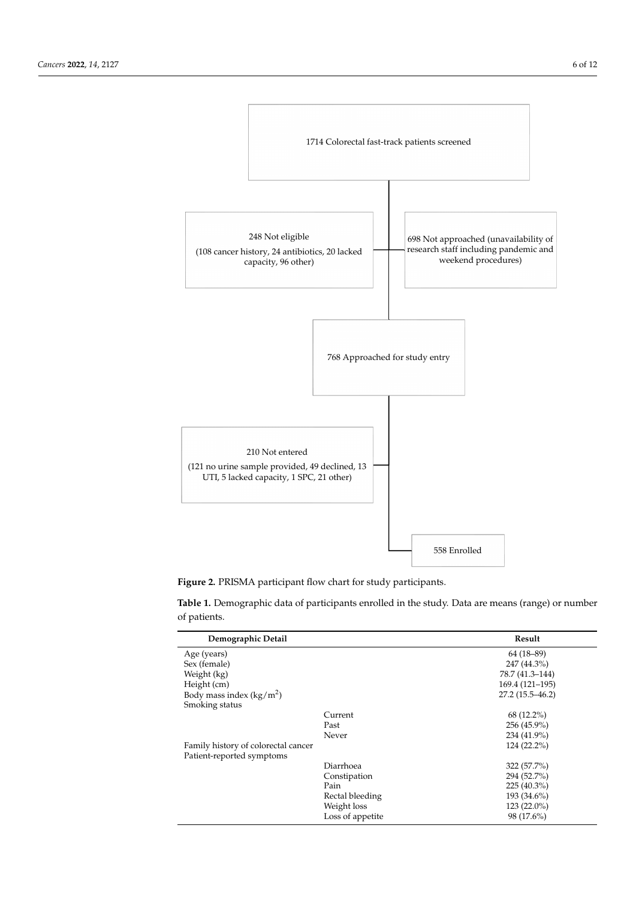1714 Colorectal fast-track patients screened

248 Not eligible
(108 cancer history, 24 antibiotics, 20 lacked capacity, 96 other)

698 Not approached (unavailability of research staff including pandemic and weekend procedures)

768 Approached for study entry

210 Not entered
(121 no urine sample provided, 49 declined, 13 UTI, 5 lacked capacity, 1 SPC, 21 other)

558 Enrolled

**Figure 2.** PRISMA participant flow chart for study participants.

**Table 1.** Demographic data of participants enrolled in the study. Data are means (range) or number of patients.

| Demographic Detail | | Result |
|---|---|---|
| Age (years) | | 64 (18–89) |
| Sex (female) | | 247 (44.3%) |
| Weight (kg) | | 78.7 (41.3–144) |
| Height (cm) | | 169.4 (121–195) |
| Body mass index (kg/m$^2$) | | 27.2 (15.5–46.2) |
| Smoking status | | |
| | Current | 68 (12.2%) |
| | Past | 256 (45.9%) |
| | Never | 234 (41.9%) |
| Family history of colorectal cancer | | 124 (22.2%) |
| Patient-reported symptoms | | |
| | Diarrhoea | 322 (57.7%) |
| | Constipation | 294 (52.7%) |
| | Pain | 225 (40.3%) |
| | Rectal bleeding | 193 (34.6%) |
| | Weight loss | 123 (22.0%) |
| | Loss of appetite | 98 (17.6%) |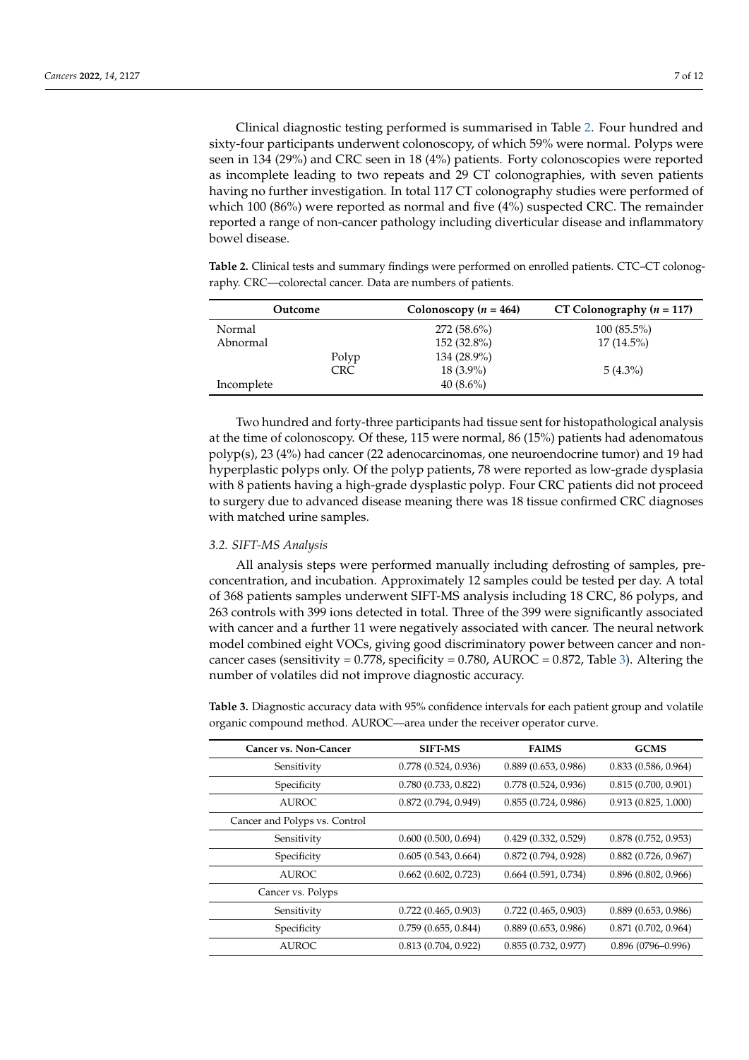Clinical diagnostic testing performed is summarised in Table 2. Four hundred and sixty-four participants underwent colonoscopy, of which 59% were normal. Polyps were seen in 134 (29%) and CRC seen in 18 (4%) patients. Forty colonoscopies were reported as incomplete leading to two repeats and 29 CT colonographies, with seven patients having no further investigation. In total 117 CT colonography studies were performed of which 100 (86%) were reported as normal and five (4%) suspected CRC. The remainder reported a range of non-cancer pathology including diverticular disease and inflammatory bowel disease.

**Table 2.** Clinical tests and summary findings were performed on enrolled patients. CTC–CT colonography. CRC—colorectal cancer. Data are numbers of patients.

| Outcome | | Colonoscopy (*n* = 464) | CT Colonography (*n* = 117) |
|---|---|---|---|
| Normal | | 272 (58.6%) | 100 (85.5%) |
| Abnormal | | 152 (32.8%) | 17 (14.5%) |
| | Polyp | 134 (28.9%) | |
| | CRC | 18 (3.9%) | 5 (4.3%) |
| Incomplete | | 40 (8.6%) | |

Two hundred and forty-three participants had tissue sent for histopathological analysis at the time of colonoscopy. Of these, 115 were normal, 86 (15%) patients had adenomatous polyp(s), 23 (4%) had cancer (22 adenocarcinomas, one neuroendocrine tumor) and 19 had hyperplastic polyps only. Of the polyp patients, 78 were reported as low-grade dysplasia with 8 patients having a high-grade dysplastic polyp. Four CRC patients did not proceed to surgery due to advanced disease meaning there was 18 tissue confirmed CRC diagnoses with matched urine samples.

### *3.2. SIFT-MS Analysis*

All analysis steps were performed manually including defrosting of samples, pre-concentration, and incubation. Approximately 12 samples could be tested per day. A total of 368 patients samples underwent SIFT-MS analysis including 18 CRC, 86 polyps, and 263 controls with 399 ions detected in total. Three of the 399 were significantly associated with cancer and a further 11 were negatively associated with cancer. The neural network model combined eight VOCs, giving good discriminatory power between cancer and non-cancer cases (sensitivity = 0.778, specificity = 0.780, AUROC = 0.872, Table 3). Altering the number of volatiles did not improve diagnostic accuracy.

**Table 3.** Diagnostic accuracy data with 95% confidence intervals for each patient group and volatile organic compound method. AUROC—area under the receiver operator curve.

| Cancer vs. Non-Cancer | SIFT-MS | FAIMS | GCMS |
|---|---|---|---|
| Sensitivity | 0.778 (0.524, 0.936) | 0.889 (0.653, 0.986) | 0.833 (0.586, 0.964) |
| Specificity | 0.780 (0.733, 0.822) | 0.778 (0.524, 0.936) | 0.815 (0.700, 0.901) |
| AUROC | 0.872 (0.794, 0.949) | 0.855 (0.724, 0.986) | 0.913 (0.825, 1.000) |
| Cancer and Polyps vs. Control | | | |
| Sensitivity | 0.600 (0.500, 0.694) | 0.429 (0.332, 0.529) | 0.878 (0.752, 0.953) |
| Specificity | 0.605 (0.543, 0.664) | 0.872 (0.794, 0.928) | 0.882 (0.726, 0.967) |
| AUROC | 0.662 (0.602, 0.723) | 0.664 (0.591, 0.734) | 0.896 (0.802, 0.966) |
| Cancer vs. Polyps | | | |
| Sensitivity | 0.722 (0.465, 0.903) | 0.722 (0.465, 0.903) | 0.889 (0.653, 0.986) |
| Specificity | 0.759 (0.655, 0.844) | 0.889 (0.653, 0.986) | 0.871 (0.702, 0.964) |
| AUROC | 0.813 (0.704, 0.922) | 0.855 (0.732, 0.977) | 0.896 (0796–0.996) |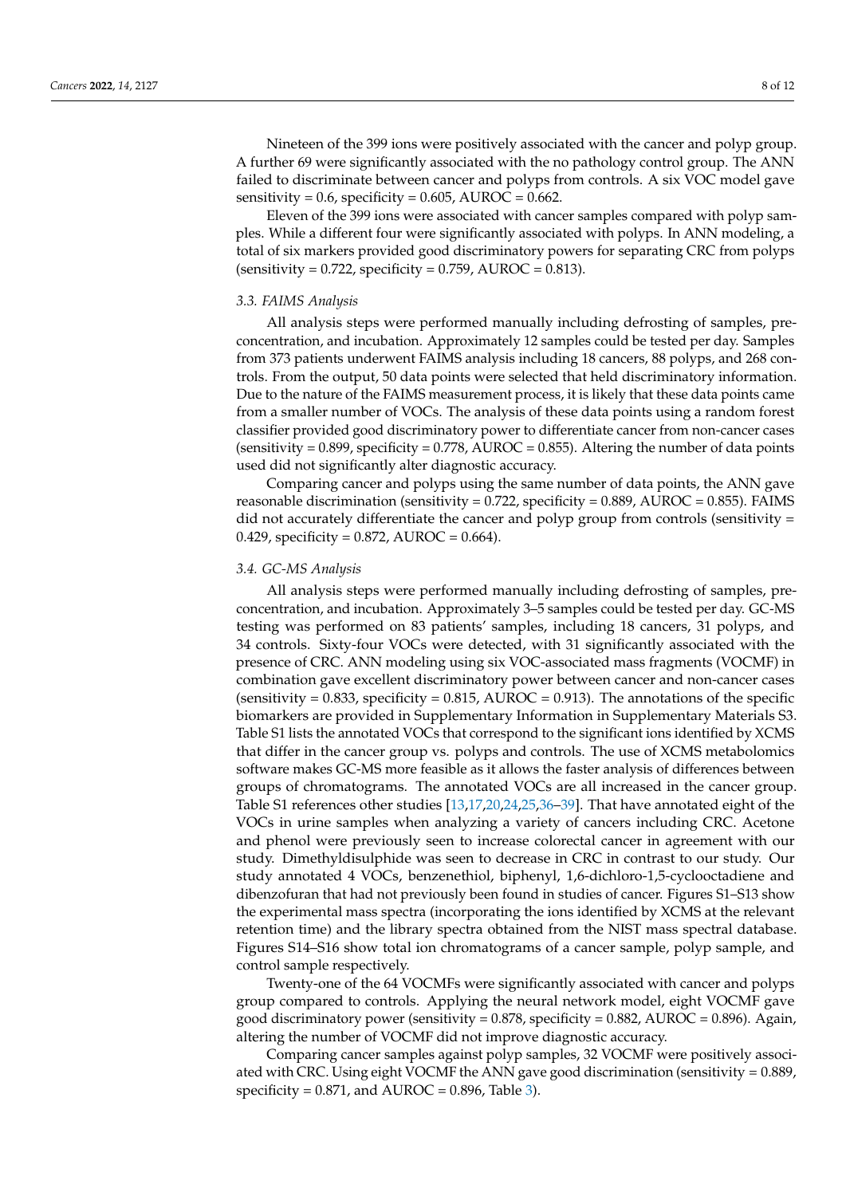Nineteen of the 399 ions were positively associated with the cancer and polyp group. A further 69 were significantly associated with the no pathology control group. The ANN failed to discriminate between cancer and polyps from controls. A six VOC model gave sensitivity = 0.6, specificity = 0.605, AUROC = 0.662.

Eleven of the 399 ions were associated with cancer samples compared with polyp samples. While a different four were significantly associated with polyps. In ANN modeling, a total of six markers provided good discriminatory powers for separating CRC from polyps (sensitivity = 0.722, specificity = 0.759, AUROC = 0.813).

### 3.3. FAIMS Analysis

All analysis steps were performed manually including defrosting of samples, pre-concentration, and incubation. Approximately 12 samples could be tested per day. Samples from 373 patients underwent FAIMS analysis including 18 cancers, 88 polyps, and 268 controls. From the output, 50 data points were selected that held discriminatory information. Due to the nature of the FAIMS measurement process, it is likely that these data points came from a smaller number of VOCs. The analysis of these data points using a random forest classifier provided good discriminatory power to differentiate cancer from non-cancer cases (sensitivity = 0.899, specificity = 0.778, AUROC = 0.855). Altering the number of data points used did not significantly alter diagnostic accuracy.

Comparing cancer and polyps using the same number of data points, the ANN gave reasonable discrimination (sensitivity = 0.722, specificity = 0.889, AUROC = 0.855). FAIMS did not accurately differentiate the cancer and polyp group from controls (sensitivity = 0.429, specificity = 0.872, AUROC = 0.664).

### 3.4. GC-MS Analysis

All analysis steps were performed manually including defrosting of samples, pre-concentration, and incubation. Approximately 3–5 samples could be tested per day. GC-MS testing was performed on 83 patients' samples, including 18 cancers, 31 polyps, and 34 controls. Sixty-four VOCs were detected, with 31 significantly associated with the presence of CRC. ANN modeling using six VOC-associated mass fragments (VOCMF) in combination gave excellent discriminatory power between cancer and non-cancer cases (sensitivity = 0.833, specificity = 0.815, AUROC = 0.913). The annotations of the specific biomarkers are provided in Supplementary Information in Supplementary Materials S3. Table S1 lists the annotated VOCs that correspond to the significant ions identified by XCMS that differ in the cancer group vs. polyps and controls. The use of XCMS metabolomics software makes GC-MS more feasible as it allows the faster analysis of differences between groups of chromatograms. The annotated VOCs are all increased in the cancer group. Table S1 references other studies [13,17,20,24,25,36–39]. That have annotated eight of the VOCs in urine samples when analyzing a variety of cancers including CRC. Acetone and phenol were previously seen to increase colorectal cancer in agreement with our study. Dimethyldisulphide was seen to decrease in CRC in contrast to our study. Our study annotated 4 VOCs, benzenethiol, biphenyl, 1,6-dichloro-1,5-cyclooctadiene and dibenzofuran that had not previously been found in studies of cancer. Figures S1–S13 show the experimental mass spectra (incorporating the ions identified by XCMS at the relevant retention time) and the library spectra obtained from the NIST mass spectral database. Figures S14–S16 show total ion chromatograms of a cancer sample, polyp sample, and control sample respectively.

Twenty-one of the 64 VOCMFs were significantly associated with cancer and polyps group compared to controls. Applying the neural network model, eight VOCMF gave good discriminatory power (sensitivity = 0.878, specificity = 0.882, AUROC = 0.896). Again, altering the number of VOCMF did not improve diagnostic accuracy.

Comparing cancer samples against polyp samples, 32 VOCMF were positively associated with CRC. Using eight VOCMF the ANN gave good discrimination (sensitivity = 0.889, specificity = 0.871, and AUROC = 0.896, Table 3).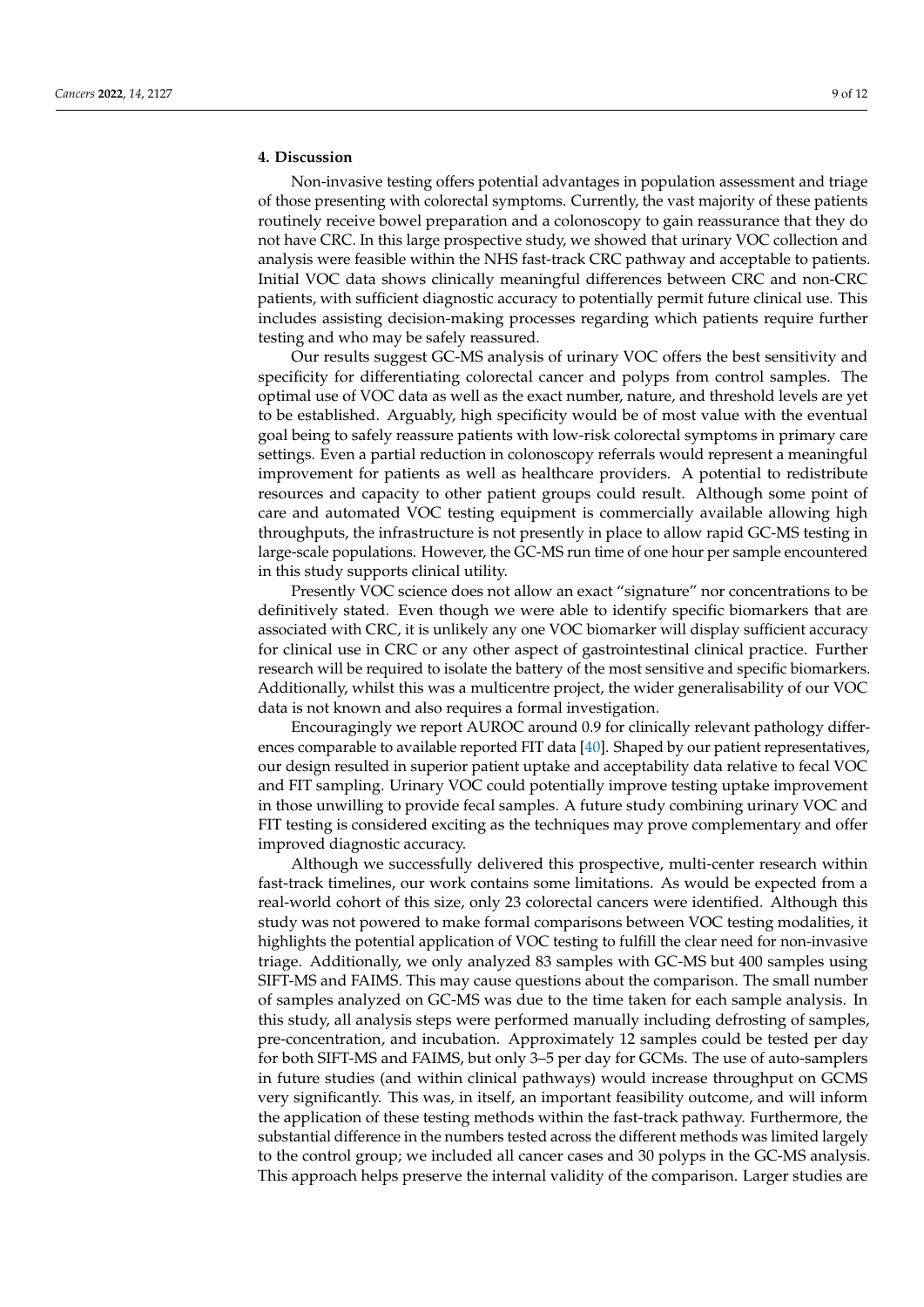## 4. Discussion

Non-invasive testing offers potential advantages in population assessment and triage of those presenting with colorectal symptoms. Currently, the vast majority of these patients routinely receive bowel preparation and a colonoscopy to gain reassurance that they do not have CRC. In this large prospective study, we showed that urinary VOC collection and analysis were feasible within the NHS fast-track CRC pathway and acceptable to patients. Initial VOC data shows clinically meaningful differences between CRC and non-CRC patients, with sufficient diagnostic accuracy to potentially permit future clinical use. This includes assisting decision-making processes regarding which patients require further testing and who may be safely reassured.

Our results suggest GC-MS analysis of urinary VOC offers the best sensitivity and specificity for differentiating colorectal cancer and polyps from control samples. The optimal use of VOC data as well as the exact number, nature, and threshold levels are yet to be established. Arguably, high specificity would be of most value with the eventual goal being to safely reassure patients with low-risk colorectal symptoms in primary care settings. Even a partial reduction in colonoscopy referrals would represent a meaningful improvement for patients as well as healthcare providers. A potential to redistribute resources and capacity to other patient groups could result. Although some point of care and automated VOC testing equipment is commercially available allowing high throughputs, the infrastructure is not presently in place to allow rapid GC-MS testing in large-scale populations. However, the GC-MS run time of one hour per sample encountered in this study supports clinical utility.

Presently VOC science does not allow an exact "signature" nor concentrations to be definitively stated. Even though we were able to identify specific biomarkers that are associated with CRC, it is unlikely any one VOC biomarker will display sufficient accuracy for clinical use in CRC or any other aspect of gastrointestinal clinical practice. Further research will be required to isolate the battery of the most sensitive and specific biomarkers. Additionally, whilst this was a multicentre project, the wider generalisability of our VOC data is not known and also requires a formal investigation.

Encouragingly we report AUROC around 0.9 for clinically relevant pathology differences comparable to available reported FIT data [40]. Shaped by our patient representatives, our design resulted in superior patient uptake and acceptability data relative to fecal VOC and FIT sampling. Urinary VOC could potentially improve testing uptake improvement in those unwilling to provide fecal samples. A future study combining urinary VOC and FIT testing is considered exciting as the techniques may prove complementary and offer improved diagnostic accuracy.

Although we successfully delivered this prospective, multi-center research within fast-track timelines, our work contains some limitations. As would be expected from a real-world cohort of this size, only 23 colorectal cancers were identified. Although this study was not powered to make formal comparisons between VOC testing modalities, it highlights the potential application of VOC testing to fulfill the clear need for non-invasive triage. Additionally, we only analyzed 83 samples with GC-MS but 400 samples using SIFT-MS and FAIMS. This may cause questions about the comparison. The small number of samples analyzed on GC-MS was due to the time taken for each sample analysis. In this study, all analysis steps were performed manually including defrosting of samples, pre-concentration, and incubation. Approximately 12 samples could be tested per day for both SIFT-MS and FAIMS, but only 3–5 per day for GCMs. The use of auto-samplers in future studies (and within clinical pathways) would increase throughput on GCMS very significantly. This was, in itself, an important feasibility outcome, and will inform the application of these testing methods within the fast-track pathway. Furthermore, the substantial difference in the numbers tested across the different methods was limited largely to the control group; we included all cancer cases and 30 polyps in the GC-MS analysis. This approach helps preserve the internal validity of the comparison. Larger studies are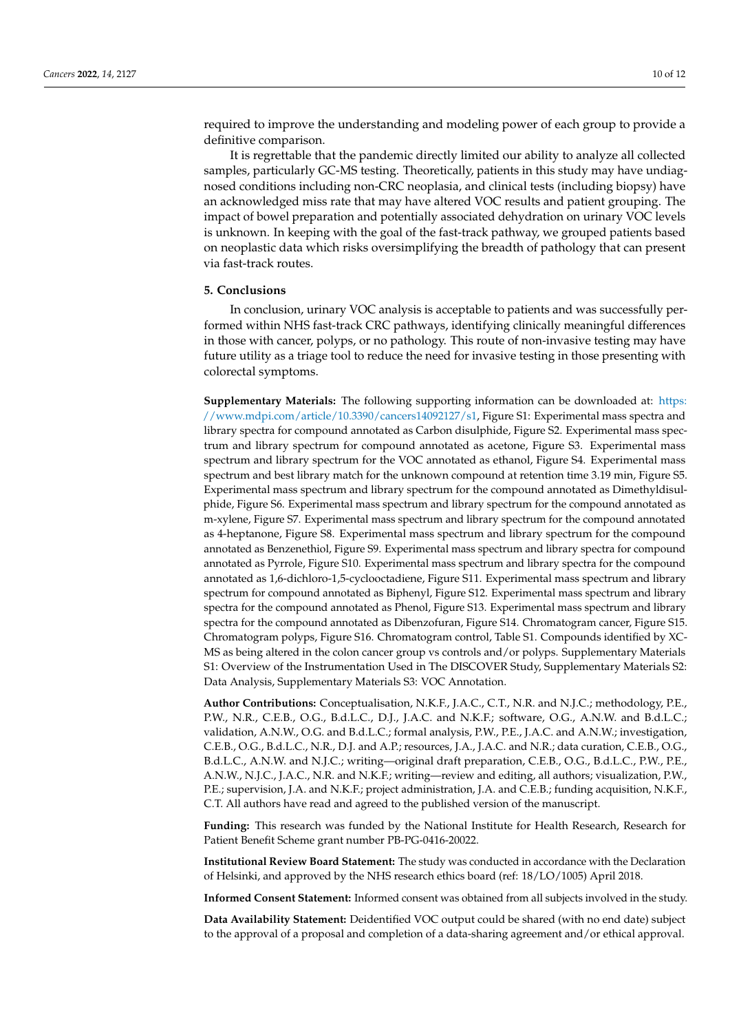required to improve the understanding and modeling power of each group to provide a definitive comparison.

It is regrettable that the pandemic directly limited our ability to analyze all collected samples, particularly GC-MS testing. Theoretically, patients in this study may have undiagnosed conditions including non-CRC neoplasia, and clinical tests (including biopsy) have an acknowledged miss rate that may have altered VOC results and patient grouping. The impact of bowel preparation and potentially associated dehydration on urinary VOC levels is unknown. In keeping with the goal of the fast-track pathway, we grouped patients based on neoplastic data which risks oversimplifying the breadth of pathology that can present via fast-track routes.

## 5. Conclusions

In conclusion, urinary VOC analysis is acceptable to patients and was successfully performed within NHS fast-track CRC pathways, identifying clinically meaningful differences in those with cancer, polyps, or no pathology. This route of non-invasive testing may have future utility as a triage tool to reduce the need for invasive testing in those presenting with colorectal symptoms.

**Supplementary Materials:** The following supporting information can be downloaded at: https://www.mdpi.com/article/10.3390/cancers14092127/s1, Figure S1: Experimental mass spectra and library spectra for compound annotated as Carbon disulphide, Figure S2. Experimental mass spectrum and library spectrum for compound annotated as acetone, Figure S3. Experimental mass spectrum and library spectrum for the VOC annotated as ethanol, Figure S4. Experimental mass spectrum and best library match for the unknown compound at retention time 3.19 min, Figure S5. Experimental mass spectrum and library spectrum for the compound annotated as Dimethyldisulphide, Figure S6. Experimental mass spectrum and library spectrum for the compound annotated as m-xylene, Figure S7. Experimental mass spectrum and library spectrum for the compound annotated as 4-heptanone, Figure S8. Experimental mass spectrum and library spectrum for the compound annotated as Benzenethiol, Figure S9. Experimental mass spectrum and library spectra for compound annotated as Pyrrole, Figure S10. Experimental mass spectrum and library spectra for the compound annotated as 1,6-dichloro-1,5-cyclooctadiene, Figure S11. Experimental mass spectrum and library spectrum for compound annotated as Biphenyl, Figure S12. Experimental mass spectrum and library spectra for the compound annotated as Phenol, Figure S13. Experimental mass spectrum and library spectra for the compound annotated as Dibenzofuran, Figure S14. Chromatogram cancer, Figure S15. Chromatogram polyps, Figure S16. Chromatogram control, Table S1. Compounds identified by XC-MS as being altered in the colon cancer group vs controls and/or polyps. Supplementary Materials S1: Overview of the Instrumentation Used in The DISCOVER Study, Supplementary Materials S2: Data Analysis, Supplementary Materials S3: VOC Annotation.

**Author Contributions:** Conceptualisation, N.K.F., J.A.C., C.T., N.R. and N.J.C.; methodology, P.E., P.W., N.R., C.E.B., O.G., B.d.L.C., D.J., J.A.C. and N.K.F.; software, O.G., A.N.W. and B.d.L.C.; validation, A.N.W., O.G. and B.d.L.C.; formal analysis, P.W., P.E., J.A.C. and A.N.W.; investigation, C.E.B., O.G., B.d.L.C., N.R., D.J. and A.P.; resources, J.A., J.A.C. and N.R.; data curation, C.E.B., O.G., B.d.L.C., A.N.W. and N.J.C.; writing—original draft preparation, C.E.B., O.G., B.d.L.C., P.W., P.E., A.N.W., N.J.C., J.A.C., N.R. and N.K.F.; writing—review and editing, all authors; visualization, P.W., P.E.; supervision, J.A. and N.K.F.; project administration, J.A. and C.E.B.; funding acquisition, N.K.F., C.T. All authors have read and agreed to the published version of the manuscript.

**Funding:** This research was funded by the National Institute for Health Research, Research for Patient Benefit Scheme grant number PB-PG-0416-20022.

**Institutional Review Board Statement:** The study was conducted in accordance with the Declaration of Helsinki, and approved by the NHS research ethics board (ref: 18/LO/1005) April 2018.

**Informed Consent Statement:** Informed consent was obtained from all subjects involved in the study.

**Data Availability Statement:** Deidentified VOC output could be shared (with no end date) subject to the approval of a proposal and completion of a data-sharing agreement and/or ethical approval.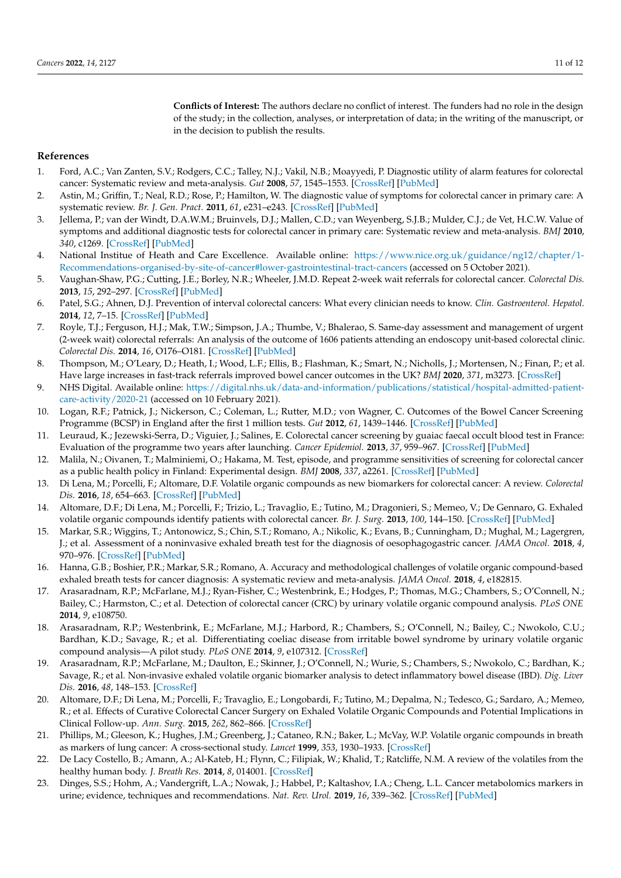**Conflicts of Interest:** The authors declare no conflict of interest. The funders had no role in the design of the study; in the collection, analyses, or interpretation of data; in the writing of the manuscript, or in the decision to publish the results.

## References

1. Ford, A.C.; Van Zanten, S.V.; Rodgers, C.C.; Talley, N.J.; Vakil, N.B.; Moayyedi, P. Diagnostic utility of alarm features for colorectal cancer: Systematic review and meta-analysis. *Gut* **2008**, *57*, 1545–1553. [CrossRef] [PubMed]
2. Astin, M.; Griffin, T.; Neal, R.D.; Rose, P.; Hamilton, W. The diagnostic value of symptoms for colorectal cancer in primary care: A systematic review. *Br. J. Gen. Pract.* **2011**, *61*, e231–e243. [CrossRef] [PubMed]
3. Jellema, P.; van der Windt, D.A.W.M.; Bruinvels, D.J.; Mallen, C.D.; van Weyenberg, S.J.B.; Mulder, C.J.; de Vet, H.C.W. Value of symptoms and additional diagnostic tests for colorectal cancer in primary care: Systematic review and meta-analysis. *BMJ* **2010**, *340*, c1269. [CrossRef] [PubMed]
4. National Institue of Heath and Care Excellence. Available online: https://www.nice.org.uk/guidance/ng12/chapter/1-Recommendations-organised-by-site-of-cancer#lower-gastrointestinal-tract-cancers (accessed on 5 October 2021).
5. Vaughan-Shaw, P.G.; Cutting, J.E.; Borley, N.R.; Wheeler, J.M.D. Repeat 2-week wait referrals for colorectal cancer. *Colorectal Dis.* **2013**, *15*, 292–297. [CrossRef] [PubMed]
6. Patel, S.G.; Ahnen, D.J. Prevention of interval colorectal cancers: What every clinician needs to know. *Clin. Gastroenterol. Hepatol.* **2014**, *12*, 7–15. [CrossRef] [PubMed]
7. Royle, T.J.; Ferguson, H.J.; Mak, T.W.; Simpson, J.A.; Thumbe, V.; Bhalerao, S. Same-day assessment and management of urgent (2-week wait) colorectal referrals: An analysis of the outcome of 1606 patients attending an endoscopy unit-based colorectal clinic. *Colorectal Dis.* **2014**, *16*, O176–O181. [CrossRef] [PubMed]
8. Thompson, M.; O'Leary, D.; Heath, I.; Wood, L.F.; Ellis, B.; Flashman, K.; Smart, N.; Nicholls, J.; Mortensen, N.; Finan, P.; et al. Have large increases in fast-track referrals improved bowel cancer outcomes in the UK? *BMJ* **2020**, *371*, m3273. [CrossRef]
9. NHS Digital. Available online: https://digital.nhs.uk/data-and-information/publications/statistical/hospital-admitted-patient-care-activity/2020-21 (accessed on 10 February 2021).
10. Logan, R.F.; Patnick, J.; Nickerson, C.; Coleman, L.; Rutter, M.D.; von Wagner, C. Outcomes of the Bowel Cancer Screening Programme (BCSP) in England after the first 1 million tests. *Gut* **2012**, *61*, 1439–1446. [CrossRef] [PubMed]
11. Leuraud, K.; Jezewski-Serra, D.; Viguier, J.; Salines, E. Colorectal cancer screening by guaiac faecal occult blood test in France: Evaluation of the programme two years after launching. *Cancer Epidemiol.* **2013**, *37*, 959–967. [CrossRef] [PubMed]
12. Malila, N.; Oivanen, T.; Malminiemi, O.; Hakama, M. Test, episode, and programme sensitivities of screening for colorectal cancer as a public health policy in Finland: Experimental design. *BMJ* **2008**, *337*, a2261. [CrossRef] [PubMed]
13. Di Lena, M.; Porcelli, F.; Altomare, D.F. Volatile organic compounds as new biomarkers for colorectal cancer: A review. *Colorectal Dis.* **2016**, *18*, 654–663. [CrossRef] [PubMed]
14. Altomare, D.F.; Di Lena, M.; Porcelli, F.; Trizio, L.; Travaglio, E.; Tutino, M.; Dragonieri, S.; Memeo, V.; De Gennaro, G. Exhaled volatile organic compounds identify patients with colorectal cancer. *Br. J. Surg.* **2013**, *100*, 144–150. [CrossRef] [PubMed]
15. Markar, S.R.; Wiggins, T.; Antonowicz, S.; Chin, S.T.; Romano, A.; Nikolic, K.; Evans, B.; Cunningham, D.; Mughal, M.; Lagergren, J.; et al. Assessment of a noninvasive exhaled breath test for the diagnosis of oesophagogastric cancer. *JAMA Oncol.* **2018**, *4*, 970–976. [CrossRef] [PubMed]
16. Hanna, G.B.; Boshier, P.R.; Markar, S.R.; Romano, A. Accuracy and methodological challenges of volatile organic compound-based exhaled breath tests for cancer diagnosis: A systematic review and meta-analysis. *JAMA Oncol.* **2018**, *4*, e182815.
17. Arasaradnam, R.P.; McFarlane, M.J.; Ryan-Fisher, C.; Westenbrink, E.; Hodges, P.; Thomas, M.G.; Chambers, S.; O'Connell, N.; Bailey, C.; Harmston, C.; et al. Detection of colorectal cancer (CRC) by urinary volatile organic compound analysis. *PLoS ONE* **2014**, *9*, e108750.
18. Arasaradnam, R.P.; Westenbrink, E.; McFarlane, M.J.; Harbord, R.; Chambers, S.; O'Connell, N.; Bailey, C.; Nwokolo, C.U.; Bardhan, K.D.; Savage, R.; et al. Differentiating coeliac disease from irritable bowel syndrome by urinary volatile organic compound analysis—A pilot study. *PLoS ONE* **2014**, *9*, e107312. [CrossRef]
19. Arasaradnam, R.P.; McFarlane, M.; Daulton, E.; Skinner, J.; O'Connell, N.; Wurie, S.; Chambers, S.; Nwokolo, C.; Bardhan, K.; Savage, R.; et al. Non-invasive exhaled volatile organic biomarker analysis to detect inflammatory bowel disease (IBD). *Dig. Liver Dis.* **2016**, *48*, 148–153. [CrossRef]
20. Altomare, D.F.; Di Lena, M.; Porcelli, F.; Travaglio, E.; Longobardi, F.; Tutino, M.; Depalma, N.; Tedesco, G.; Sardaro, A.; Memeo, R.; et al. Effects of Curative Colorectal Cancer Surgery on Exhaled Volatile Organic Compounds and Potential Implications in Clinical Follow-up. *Ann. Surg.* **2015**, *262*, 862–866. [CrossRef]
21. Phillips, M.; Gleeson, K.; Hughes, J.M.; Greenberg, J.; Cataneo, R.N.; Baker, L.; McVay, W.P. Volatile organic compounds in breath as markers of lung cancer: A cross-sectional study. *Lancet* **1999**, *353*, 1930–1933. [CrossRef]
22. De Lacy Costello, B.; Amann, A.; Al-Kateb, H.; Flynn, C.; Filipiak, W.; Khalid, T.; Ratcliffe, N.M. A review of the volatiles from the healthy human body. *J. Breath Res.* **2014**, *8*, 014001. [CrossRef]
23. Dinges, S.S.; Hohm, A.; Vandergrift, L.A.; Nowak, J.; Habbel, P.; Kaltashov, I.A.; Cheng, L.L. Cancer metabolomics markers in urine; evidence, techniques and recommendations. *Nat. Rev. Urol.* **2019**, *16*, 339–362. [CrossRef] [PubMed]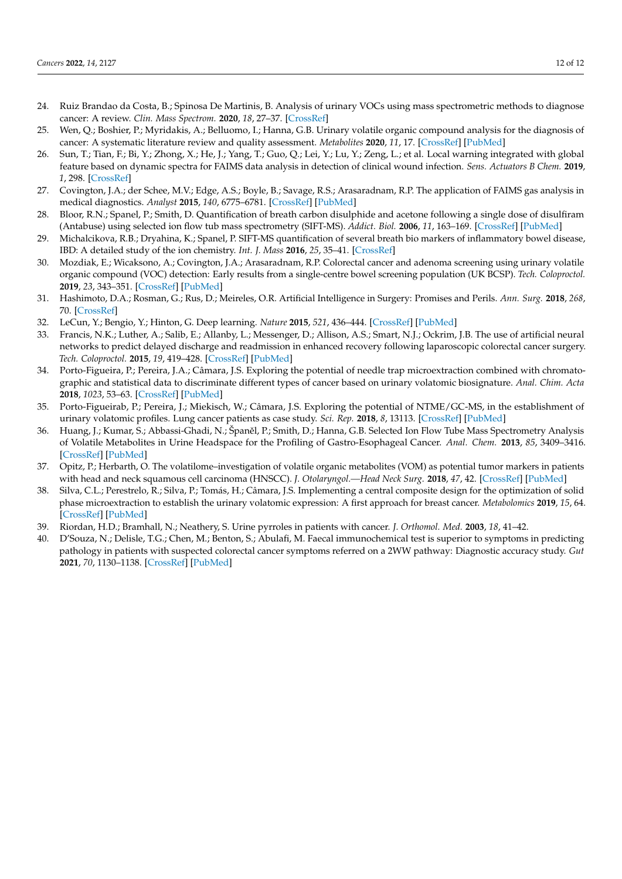24. Ruiz Brandao da Costa, B.; Spinosa De Martinis, B. Analysis of urinary VOCs using mass spectrometric methods to diagnose cancer: A review. *Clin. Mass Spectrom.* **2020**, *18*, 27–37. [CrossRef]
25. Wen, Q.; Boshier, P.; Myridakis, A.; Belluomo, I.; Hanna, G.B. Urinary volatile organic compound analysis for the diagnosis of cancer: A systematic literature review and quality assessment. *Metabolites* **2020**, *11*, 17. [CrossRef] [PubMed]
26. Sun, T.; Tian, F.; Bi, Y.; Zhong, X.; He, J.; Yang, T.; Guo, Q.; Lei, Y.; Lu, Y.; Zeng, L.; et al. Local warning integrated with global feature based on dynamic spectra for FAIMS data analysis in detection of clinical wound infection. *Sens. Actuators B Chem.* **2019**, *1*, 298. [CrossRef]
27. Covington, J.A.; der Schee, M.V.; Edge, A.S.; Boyle, B.; Savage, R.S.; Arasaradnam, R.P. The application of FAIMS gas analysis in medical diagnostics. *Analyst* **2015**, *140*, 6775–6781. [CrossRef] [PubMed]
28. Bloor, R.N.; Spanel, P.; Smith, D. Quantification of breath carbon disulphide and acetone following a single dose of disulfiram (Antabuse) using selected ion flow tub mass spectrometry (SIFT-MS). *Addict. Biol.* **2006**, *11*, 163–169. [CrossRef] [PubMed]
29. Michalcikova, R.B.; Dryahina, K.; Spanel, P. SIFT-MS quantification of several breath bio markers of inflammatory bowel disease, IBD: A detailed study of the ion chemistry. *Int. J. Mass* **2016**, *25*, 35–41. [CrossRef]
30. Mozdiak, E.; Wicaksono, A.; Covington, J.A.; Arasaradnam, R.P. Colorectal cancer and adenoma screening using urinary volatile organic compound (VOC) detection: Early results from a single-centre bowel screening population (UK BCSP). *Tech. Coloproctol.* **2019**, *23*, 343–351. [CrossRef] [PubMed]
31. Hashimoto, D.A.; Rosman, G.; Rus, D.; Meireles, O.R. Artificial Intelligence in Surgery: Promises and Perils. *Ann. Surg.* **2018**, *268*, 70. [CrossRef]
32. LeCun, Y.; Bengio, Y.; Hinton, G. Deep learning. *Nature* **2015**, *521*, 436–444. [CrossRef] [PubMed]
33. Francis, N.K.; Luther, A.; Salib, E.; Allanby, L.; Messenger, D.; Allison, A.S.; Smart, N.J.; Ockrim, J.B. The use of artificial neural networks to predict delayed discharge and readmission in enhanced recovery following laparoscopic colorectal cancer surgery. *Tech. Coloproctol.* **2015**, *19*, 419–428. [CrossRef] [PubMed]
34. Porto-Figueira, P.; Pereira, J.A.; Câmara, J.S. Exploring the potential of needle trap microextraction combined with chromatographic and statistical data to discriminate different types of cancer based on urinary volatomic biosignature. *Anal. Chim. Acta* **2018**, *1023*, 53–63. [CrossRef] [PubMed]
35. Porto-Figueirab, P.; Pereira, J.; Miekisch, W.; Câmara, J.S. Exploring the potential of NTME/GC-MS, in the establishment of urinary volatomic profiles. Lung cancer patients as case study. *Sci. Rep.* **2018**, *8*, 13113. [CrossRef] [PubMed]
36. Huang, J.; Kumar, S.; Abbassi-Ghadi, N.; Španěl, P.; Smith, D.; Hanna, G.B. Selected Ion Flow Tube Mass Spectrometry Analysis of Volatile Metabolites in Urine Headspace for the Profiling of Gastro-Esophageal Cancer. *Anal. Chem.* **2013**, *85*, 3409–3416. [CrossRef] [PubMed]
37. Opitz, P.; Herbarth, O. The volatilome–investigation of volatile organic metabolites (VOM) as potential tumor markers in patients with head and neck squamous cell carcinoma (HNSCC). *J. Otolaryngol.—Head Neck Surg.* **2018**, *47*, 42. [CrossRef] [PubMed]
38. Silva, C.L.; Perestrelo, R.; Silva, P.; Tomás, H.; Câmara, J.S. Implementing a central composite design for the optimization of solid phase microextraction to establish the urinary volatomic expression: A first approach for breast cancer. *Metabolomics* **2019**, *15*, 64. [CrossRef] [PubMed]
39. Riordan, H.D.; Bramhall, N.; Neathery, S. Urine pyrroles in patients with cancer. *J. Orthomol. Med.* **2003**, *18*, 41–42.
40. D'Souza, N.; Delisle, T.G.; Chen, M.; Benton, S.; Abulafi, M. Faecal immunochemical test is superior to symptoms in predicting pathology in patients with suspected colorectal cancer symptoms referred on a 2WW pathway: Diagnostic accuracy study. *Gut* **2021**, *70*, 1130–1138. [CrossRef] [PubMed]